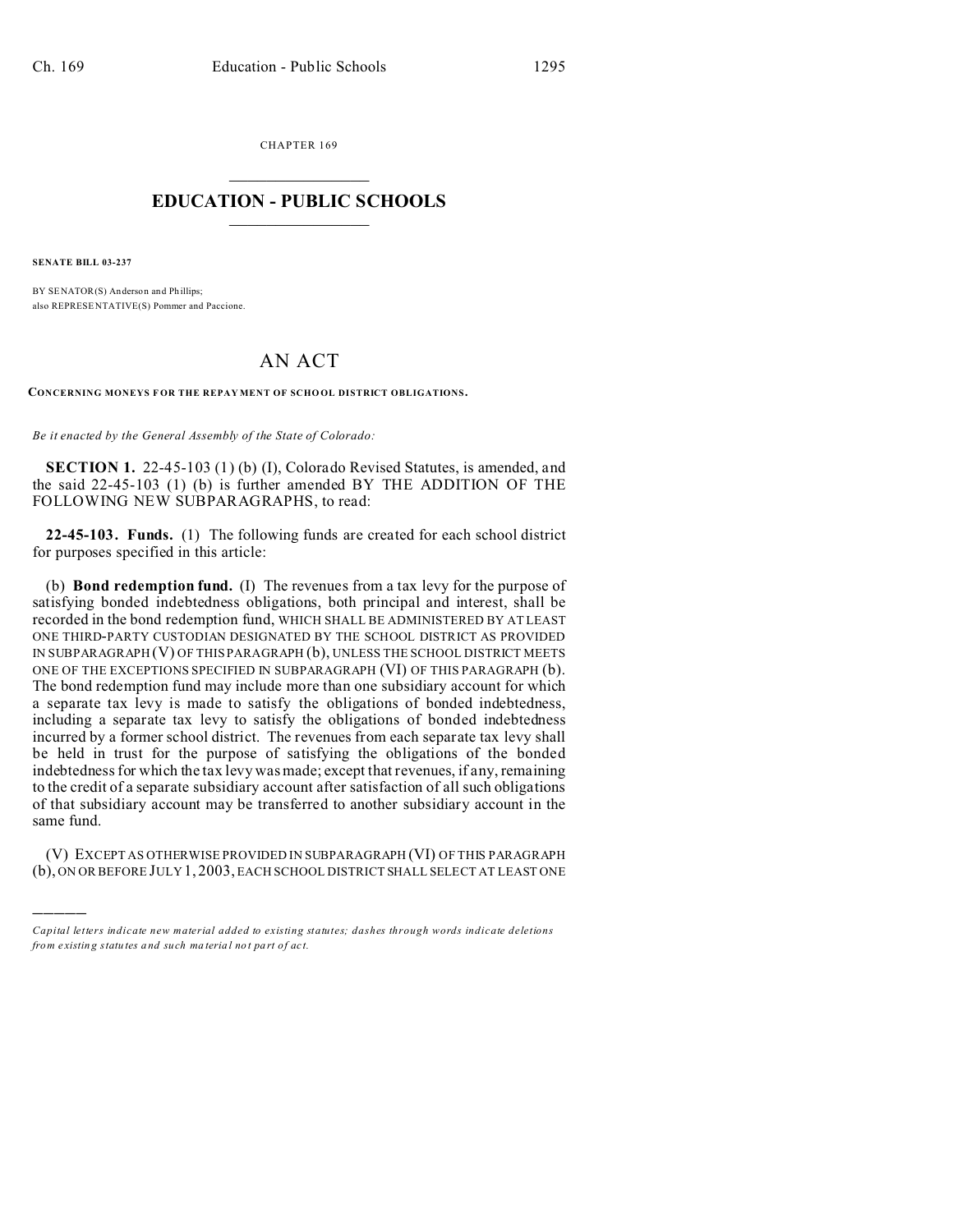CHAPTER 169

# EDUCATION - PUBLIC SCHOOLS

**SENATE BILL 03-237**

BY SENATOR(S) Anderson and Phillips;
also REPRESENTATIVE(S) Pommer and Paccione.

# AN ACT

**CONCERNING MONEYS FOR THE REPAYMENT OF SCHOOL DISTRICT OBLIGATIONS.**

*Be it enacted by the General Assembly of the State of Colorado:*

**SECTION 1.** 22-45-103 (1) (b) (I), Colorado Revised Statutes, is amended, and the said 22-45-103 (1) (b) is further amended BY THE ADDITION OF THE FOLLOWING NEW SUBPARAGRAPHS, to read:

**22-45-103. Funds.** (1) The following funds are created for each school district for purposes specified in this article:

(b) **Bond redemption fund.** (I) The revenues from a tax levy for the purpose of satisfying bonded indebtedness obligations, both principal and interest, shall be recorded in the bond redemption fund, WHICH SHALL BE ADMINISTERED BY AT LEAST ONE THIRD-PARTY CUSTODIAN DESIGNATED BY THE SCHOOL DISTRICT AS PROVIDED IN SUBPARAGRAPH (V) OF THIS PARAGRAPH (b), UNLESS THE SCHOOL DISTRICT MEETS ONE OF THE EXCEPTIONS SPECIFIED IN SUBPARAGRAPH (VI) OF THIS PARAGRAPH (b). The bond redemption fund may include more than one subsidiary account for which a separate tax levy is made to satisfy the obligations of bonded indebtedness, including a separate tax levy to satisfy the obligations of bonded indebtedness incurred by a former school district. The revenues from each separate tax levy shall be held in trust for the purpose of satisfying the obligations of the bonded indebtedness for which the tax levy was made; except that revenues, if any, remaining to the credit of a separate subsidiary account after satisfaction of all such obligations of that subsidiary account may be transferred to another subsidiary account in the same fund.

(V) EXCEPT AS OTHERWISE PROVIDED IN SUBPARAGRAPH (VI) OF THIS PARAGRAPH (b), ON OR BEFORE JULY 1, 2003, EACH SCHOOL DISTRICT SHALL SELECT AT LEAST ONE

---

*Capital letters indicate new material added to existing statutes; dashes through words indicate deletions from existing statutes and such material not part of act.*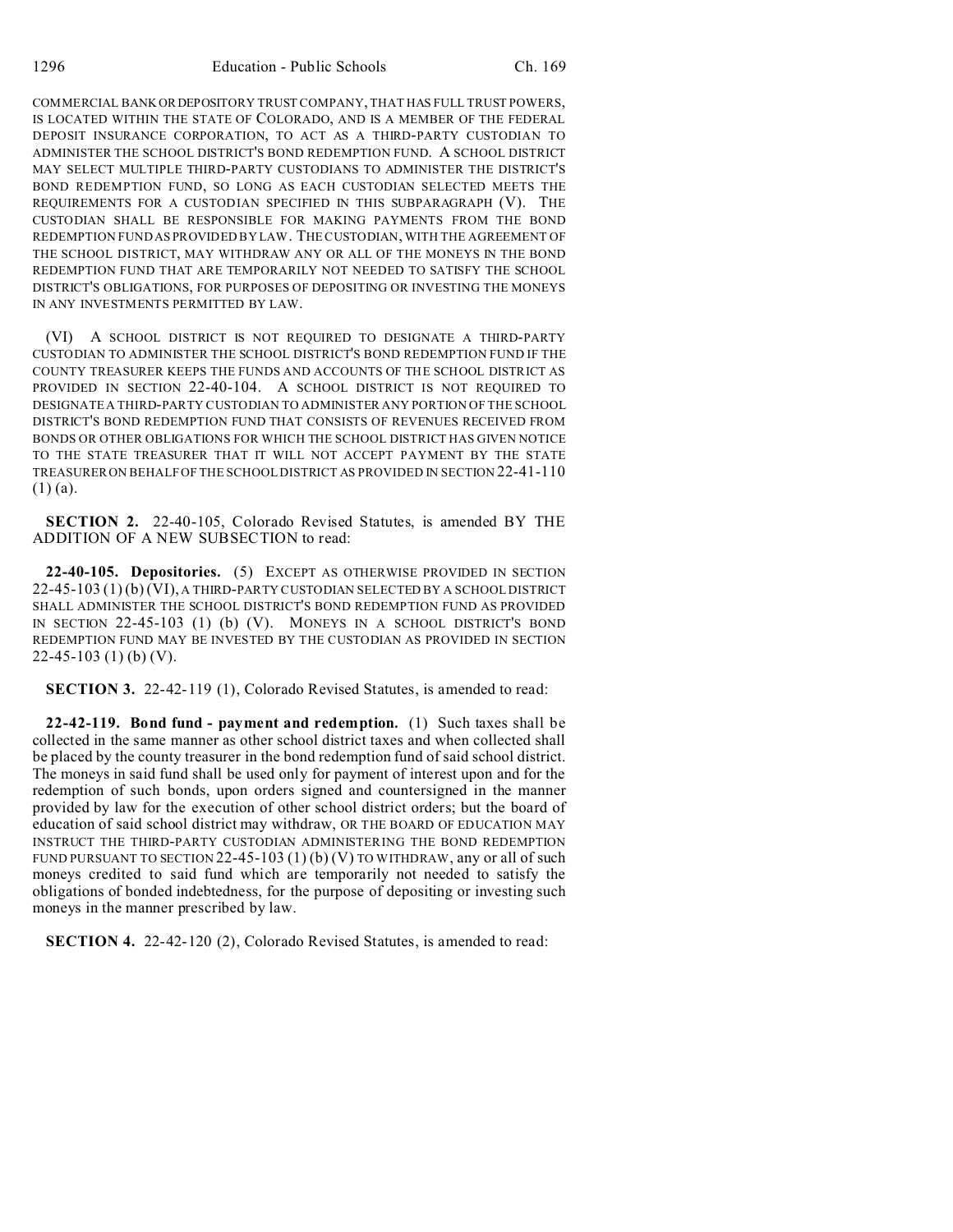COMMERCIAL BANK OR DEPOSITORY TRUST COMPANY, THAT HAS FULL TRUST POWERS, IS LOCATED WITHIN THE STATE OF COLORADO, AND IS A MEMBER OF THE FEDERAL DEPOSIT INSURANCE CORPORATION, TO ACT AS A THIRD-PARTY CUSTODIAN TO ADMINISTER THE SCHOOL DISTRICT'S BOND REDEMPTION FUND. A SCHOOL DISTRICT MAY SELECT MULTIPLE THIRD-PARTY CUSTODIANS TO ADMINISTER THE DISTRICT'S BOND REDEMPTION FUND, SO LONG AS EACH CUSTODIAN SELECTED MEETS THE REQUIREMENTS FOR A CUSTODIAN SPECIFIED IN THIS SUBPARAGRAPH (V). THE CUSTODIAN SHALL BE RESPONSIBLE FOR MAKING PAYMENTS FROM THE BOND REDEMPTION FUND AS PROVIDED BY LAW. THE CUSTODIAN, WITH THE AGREEMENT OF THE SCHOOL DISTRICT, MAY WITHDRAW ANY OR ALL OF THE MONEYS IN THE BOND REDEMPTION FUND THAT ARE TEMPORARILY NOT NEEDED TO SATISFY THE SCHOOL DISTRICT'S OBLIGATIONS, FOR PURPOSES OF DEPOSITING OR INVESTING THE MONEYS IN ANY INVESTMENTS PERMITTED BY LAW.

(VI) A SCHOOL DISTRICT IS NOT REQUIRED TO DESIGNATE A THIRD-PARTY CUSTODIAN TO ADMINISTER THE SCHOOL DISTRICT'S BOND REDEMPTION FUND IF THE COUNTY TREASURER KEEPS THE FUNDS AND ACCOUNTS OF THE SCHOOL DISTRICT AS PROVIDED IN SECTION 22-40-104. A SCHOOL DISTRICT IS NOT REQUIRED TO DESIGNATE A THIRD-PARTY CUSTODIAN TO ADMINISTER ANY PORTION OF THE SCHOOL DISTRICT'S BOND REDEMPTION FUND THAT CONSISTS OF REVENUES RECEIVED FROM BONDS OR OTHER OBLIGATIONS FOR WHICH THE SCHOOL DISTRICT HAS GIVEN NOTICE TO THE STATE TREASURER THAT IT WILL NOT ACCEPT PAYMENT BY THE STATE TREASURER ON BEHALF OF THE SCHOOL DISTRICT AS PROVIDED IN SECTION 22-41-110 (1) (a).

**SECTION 2.** 22-40-105, Colorado Revised Statutes, is amended BY THE ADDITION OF A NEW SUBSECTION to read:

**22-40-105. Depositories.** (5) EXCEPT AS OTHERWISE PROVIDED IN SECTION 22-45-103 (1) (b) (VI), A THIRD-PARTY CUSTODIAN SELECTED BY A SCHOOL DISTRICT SHALL ADMINISTER THE SCHOOL DISTRICT'S BOND REDEMPTION FUND AS PROVIDED IN SECTION 22-45-103 (1) (b) (V). MONEYS IN A SCHOOL DISTRICT'S BOND REDEMPTION FUND MAY BE INVESTED BY THE CUSTODIAN AS PROVIDED IN SECTION 22-45-103 (1) (b) (V).

**SECTION 3.** 22-42-119 (1), Colorado Revised Statutes, is amended to read:

**22-42-119. Bond fund - payment and redemption.** (1) Such taxes shall be collected in the same manner as other school district taxes and when collected shall be placed by the county treasurer in the bond redemption fund of said school district. The moneys in said fund shall be used only for payment of interest upon and for the redemption of such bonds, upon orders signed and countersigned in the manner provided by law for the execution of other school district orders; but the board of education of said school district may withdraw, OR THE BOARD OF EDUCATION MAY INSTRUCT THE THIRD-PARTY CUSTODIAN ADMINISTERING THE BOND REDEMPTION FUND PURSUANT TO SECTION 22-45-103 (1) (b) (V) TO WITHDRAW, any or all of such moneys credited to said fund which are temporarily not needed to satisfy the obligations of bonded indebtedness, for the purpose of depositing or investing such moneys in the manner prescribed by law.

**SECTION 4.** 22-42-120 (2), Colorado Revised Statutes, is amended to read: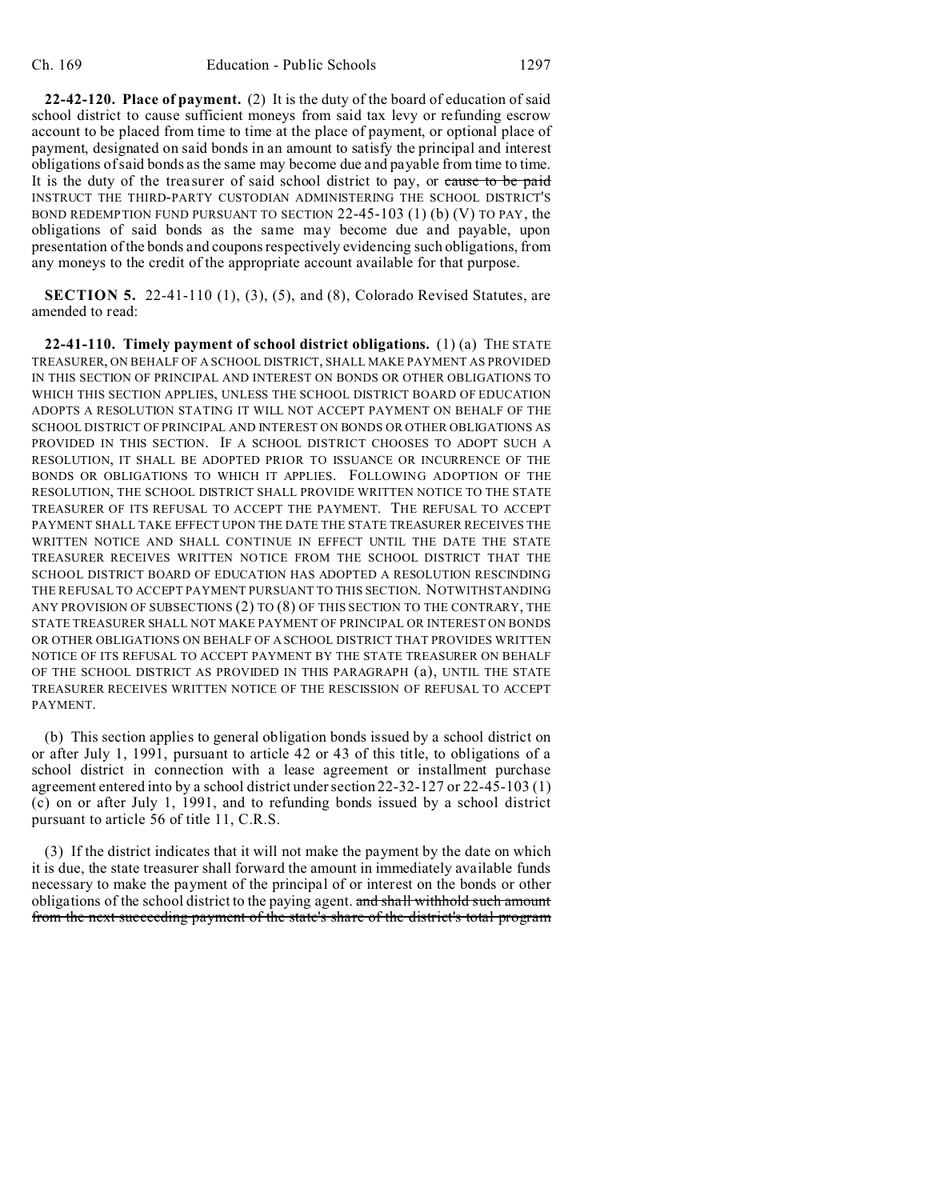**22-42-120. Place of payment.** (2) It is the duty of the board of education of said school district to cause sufficient moneys from said tax levy or refunding escrow account to be placed from time to time at the place of payment, or optional place of payment, designated on said bonds in an amount to satisfy the principal and interest obligations of said bonds as the same may become due and payable from time to time. It is the duty of the treasurer of said school district to pay, or ~~cause to be paid~~ INSTRUCT THE THIRD-PARTY CUSTODIAN ADMINISTERING THE SCHOOL DISTRICT'S BOND REDEMPTION FUND PURSUANT TO SECTION 22-45-103 (1) (b) (V) TO PAY, the obligations of said bonds as the same may become due and payable, upon presentation of the bonds and coupons respectively evidencing such obligations, from any moneys to the credit of the appropriate account available for that purpose.

**SECTION 5.** 22-41-110 (1), (3), (5), and (8), Colorado Revised Statutes, are amended to read:

**22-41-110. Timely payment of school district obligations.** (1) (a) THE STATE TREASURER, ON BEHALF OF A SCHOOL DISTRICT, SHALL MAKE PAYMENT AS PROVIDED IN THIS SECTION OF PRINCIPAL AND INTEREST ON BONDS OR OTHER OBLIGATIONS TO WHICH THIS SECTION APPLIES, UNLESS THE SCHOOL DISTRICT BOARD OF EDUCATION ADOPTS A RESOLUTION STATING IT WILL NOT ACCEPT PAYMENT ON BEHALF OF THE SCHOOL DISTRICT OF PRINCIPAL AND INTEREST ON BONDS OR OTHER OBLIGATIONS AS PROVIDED IN THIS SECTION. IF A SCHOOL DISTRICT CHOOSES TO ADOPT SUCH A RESOLUTION, IT SHALL BE ADOPTED PRIOR TO ISSUANCE OR INCURRENCE OF THE BONDS OR OBLIGATIONS TO WHICH IT APPLIES. FOLLOWING ADOPTION OF THE RESOLUTION, THE SCHOOL DISTRICT SHALL PROVIDE WRITTEN NOTICE TO THE STATE TREASURER OF ITS REFUSAL TO ACCEPT THE PAYMENT. THE REFUSAL TO ACCEPT PAYMENT SHALL TAKE EFFECT UPON THE DATE THE STATE TREASURER RECEIVES THE WRITTEN NOTICE AND SHALL CONTINUE IN EFFECT UNTIL THE DATE THE STATE TREASURER RECEIVES WRITTEN NOTICE FROM THE SCHOOL DISTRICT THAT THE SCHOOL DISTRICT BOARD OF EDUCATION HAS ADOPTED A RESOLUTION RESCINDING THE REFUSAL TO ACCEPT PAYMENT PURSUANT TO THIS SECTION. NOTWITHSTANDING ANY PROVISION OF SUBSECTIONS (2) TO (8) OF THIS SECTION TO THE CONTRARY, THE STATE TREASURER SHALL NOT MAKE PAYMENT OF PRINCIPAL OR INTEREST ON BONDS OR OTHER OBLIGATIONS ON BEHALF OF A SCHOOL DISTRICT THAT PROVIDES WRITTEN NOTICE OF ITS REFUSAL TO ACCEPT PAYMENT BY THE STATE TREASURER ON BEHALF OF THE SCHOOL DISTRICT AS PROVIDED IN THIS PARAGRAPH (a), UNTIL THE STATE TREASURER RECEIVES WRITTEN NOTICE OF THE RESCISSION OF REFUSAL TO ACCEPT PAYMENT.

(b) This section applies to general obligation bonds issued by a school district on or after July 1, 1991, pursuant to article 42 or 43 of this title, to obligations of a school district in connection with a lease agreement or installment purchase agreement entered into by a school district under section 22-32-127 or 22-45-103 (1) (c) on or after July 1, 1991, and to refunding bonds issued by a school district pursuant to article 56 of title 11, C.R.S.

(3) If the district indicates that it will not make the payment by the date on which it is due, the state treasurer shall forward the amount in immediately available funds necessary to make the payment of the principal of or interest on the bonds or other obligations of the school district to the paying agent. ~~and shall withhold such amount from the next succeeding payment of the state's share of the district's total program~~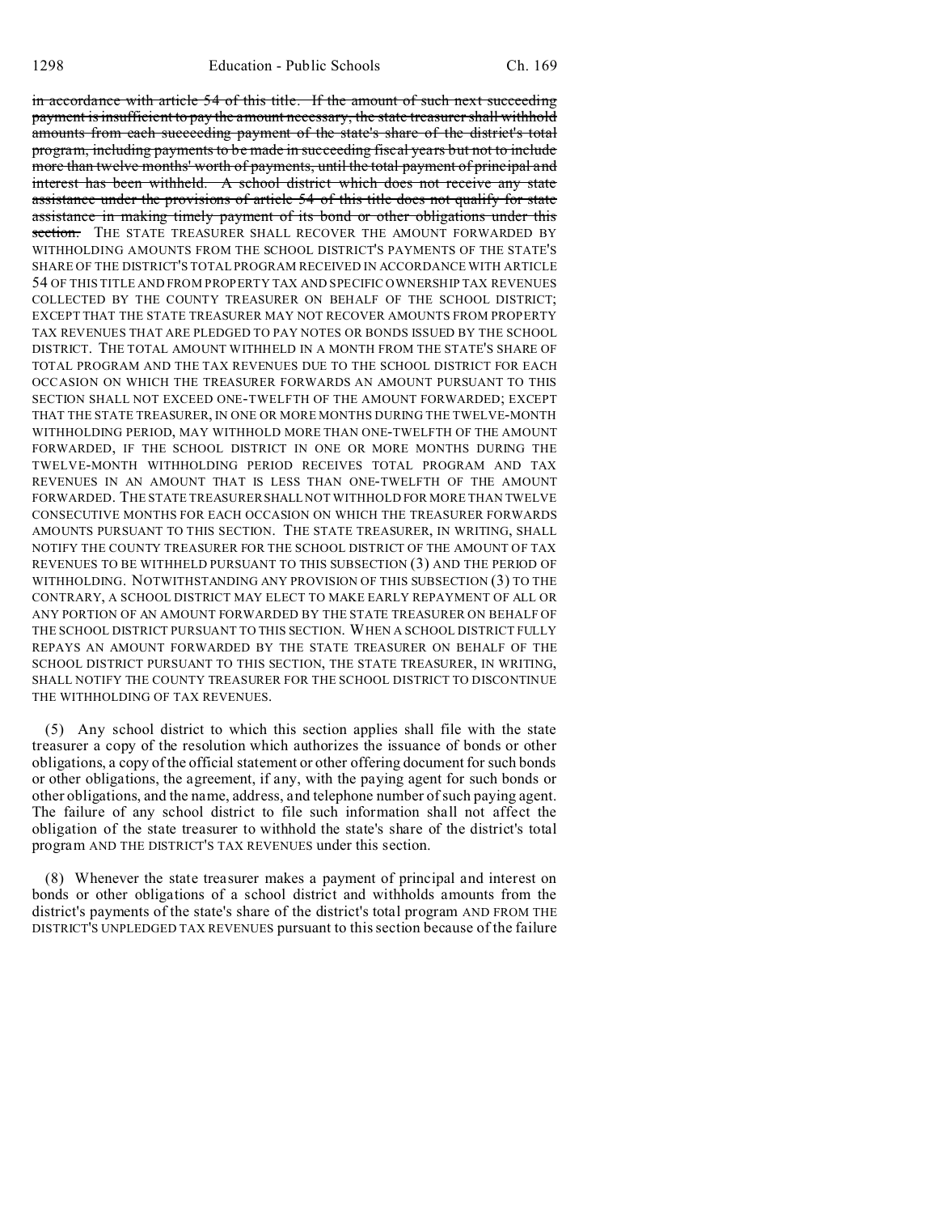~~in accordance with article 54 of this title. If the amount of such next succeeding payment is insufficient to pay the amount necessary, the state treasurer shall withhold amounts from each succeeding payment of the state's share of the district's total program, including payments to be made in succeeding fiscal years but not to include more than twelve months' worth of payments, until the total payment of principal and interest has been withheld. A school district which does not receive any state assistance under the provisions of article 54 of this title does not qualify for state assistance in making timely payment of its bond or other obligations under this section.~~ THE STATE TREASURER SHALL RECOVER THE AMOUNT FORWARDED BY WITHHOLDING AMOUNTS FROM THE SCHOOL DISTRICT'S PAYMENTS OF THE STATE'S SHARE OF THE DISTRICT'S TOTAL PROGRAM RECEIVED IN ACCORDANCE WITH ARTICLE 54 OF THIS TITLE AND FROM PROPERTY TAX AND SPECIFIC OWNERSHIP TAX REVENUES COLLECTED BY THE COUNTY TREASURER ON BEHALF OF THE SCHOOL DISTRICT; EXCEPT THAT THE STATE TREASURER MAY NOT RECOVER AMOUNTS FROM PROPERTY TAX REVENUES THAT ARE PLEDGED TO PAY NOTES OR BONDS ISSUED BY THE SCHOOL DISTRICT. THE TOTAL AMOUNT WITHHELD IN A MONTH FROM THE STATE'S SHARE OF TOTAL PROGRAM AND THE TAX REVENUES DUE TO THE SCHOOL DISTRICT FOR EACH OCCASION ON WHICH THE TREASURER FORWARDS AN AMOUNT PURSUANT TO THIS SECTION SHALL NOT EXCEED ONE-TWELFTH OF THE AMOUNT FORWARDED; EXCEPT THAT THE STATE TREASURER, IN ONE OR MORE MONTHS DURING THE TWELVE-MONTH WITHHOLDING PERIOD, MAY WITHHOLD MORE THAN ONE-TWELFTH OF THE AMOUNT FORWARDED, IF THE SCHOOL DISTRICT IN ONE OR MORE MONTHS DURING THE TWELVE-MONTH WITHHOLDING PERIOD RECEIVES TOTAL PROGRAM AND TAX REVENUES IN AN AMOUNT THAT IS LESS THAN ONE-TWELFTH OF THE AMOUNT FORWARDED. THE STATE TREASURER SHALL NOT WITHHOLD FOR MORE THAN TWELVE CONSECUTIVE MONTHS FOR EACH OCCASION ON WHICH THE TREASURER FORWARDS AMOUNTS PURSUANT TO THIS SECTION. THE STATE TREASURER, IN WRITING, SHALL NOTIFY THE COUNTY TREASURER FOR THE SCHOOL DISTRICT OF THE AMOUNT OF TAX REVENUES TO BE WITHHELD PURSUANT TO THIS SUBSECTION (3) AND THE PERIOD OF WITHHOLDING. NOTWITHSTANDING ANY PROVISION OF THIS SUBSECTION (3) TO THE CONTRARY, A SCHOOL DISTRICT MAY ELECT TO MAKE EARLY REPAYMENT OF ALL OR ANY PORTION OF AN AMOUNT FORWARDED BY THE STATE TREASURER ON BEHALF OF THE SCHOOL DISTRICT PURSUANT TO THIS SECTION. WHEN A SCHOOL DISTRICT FULLY REPAYS AN AMOUNT FORWARDED BY THE STATE TREASURER ON BEHALF OF THE SCHOOL DISTRICT PURSUANT TO THIS SECTION, THE STATE TREASURER, IN WRITING, SHALL NOTIFY THE COUNTY TREASURER FOR THE SCHOOL DISTRICT TO DISCONTINUE THE WITHHOLDING OF TAX REVENUES.

(5) Any school district to which this section applies shall file with the state treasurer a copy of the resolution which authorizes the issuance of bonds or other obligations, a copy of the official statement or other offering document for such bonds or other obligations, the agreement, if any, with the paying agent for such bonds or other obligations, and the name, address, and telephone number of such paying agent. The failure of any school district to file such information shall not affect the obligation of the state treasurer to withhold the state's share of the district's total program AND THE DISTRICT'S TAX REVENUES under this section.

(8) Whenever the state treasurer makes a payment of principal and interest on bonds or other obligations of a school district and withholds amounts from the district's payments of the state's share of the district's total program AND FROM THE DISTRICT'S UNPLEDGED TAX REVENUES pursuant to this section because of the failure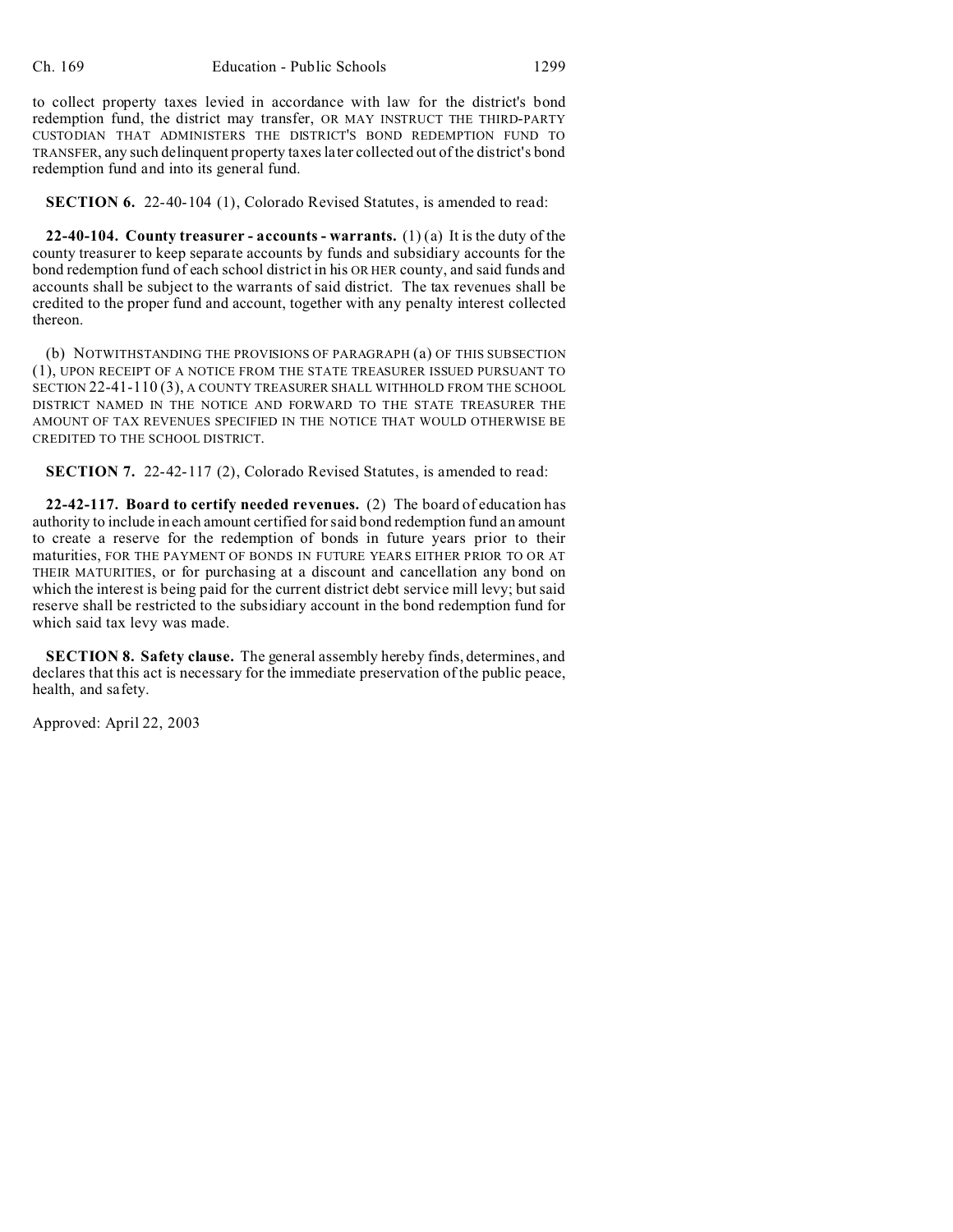to collect property taxes levied in accordance with law for the district's bond redemption fund, the district may transfer, OR MAY INSTRUCT THE THIRD-PARTY CUSTODIAN THAT ADMINISTERS THE DISTRICT'S BOND REDEMPTION FUND TO TRANSFER, any such delinquent property taxes later collected out of the district's bond redemption fund and into its general fund.

**SECTION 6.** 22-40-104 (1), Colorado Revised Statutes, is amended to read:

**22-40-104. County treasurer - accounts - warrants.** (1) (a) It is the duty of the county treasurer to keep separate accounts by funds and subsidiary accounts for the bond redemption fund of each school district in his OR HER county, and said funds and accounts shall be subject to the warrants of said district. The tax revenues shall be credited to the proper fund and account, together with any penalty interest collected thereon.

(b) NOTWITHSTANDING THE PROVISIONS OF PARAGRAPH (a) OF THIS SUBSECTION (1), UPON RECEIPT OF A NOTICE FROM THE STATE TREASURER ISSUED PURSUANT TO SECTION 22-41-110 (3), A COUNTY TREASURER SHALL WITHHOLD FROM THE SCHOOL DISTRICT NAMED IN THE NOTICE AND FORWARD TO THE STATE TREASURER THE AMOUNT OF TAX REVENUES SPECIFIED IN THE NOTICE THAT WOULD OTHERWISE BE CREDITED TO THE SCHOOL DISTRICT.

**SECTION 7.** 22-42-117 (2), Colorado Revised Statutes, is amended to read:

**22-42-117. Board to certify needed revenues.** (2) The board of education has authority to include in each amount certified for said bond redemption fund an amount to create a reserve for the redemption of bonds in future years prior to their maturities, FOR THE PAYMENT OF BONDS IN FUTURE YEARS EITHER PRIOR TO OR AT THEIR MATURITIES, or for purchasing at a discount and cancellation any bond on which the interest is being paid for the current district debt service mill levy; but said reserve shall be restricted to the subsidiary account in the bond redemption fund for which said tax levy was made.

**SECTION 8. Safety clause.** The general assembly hereby finds, determines, and declares that this act is necessary for the immediate preservation of the public peace, health, and safety.

Approved: April 22, 2003